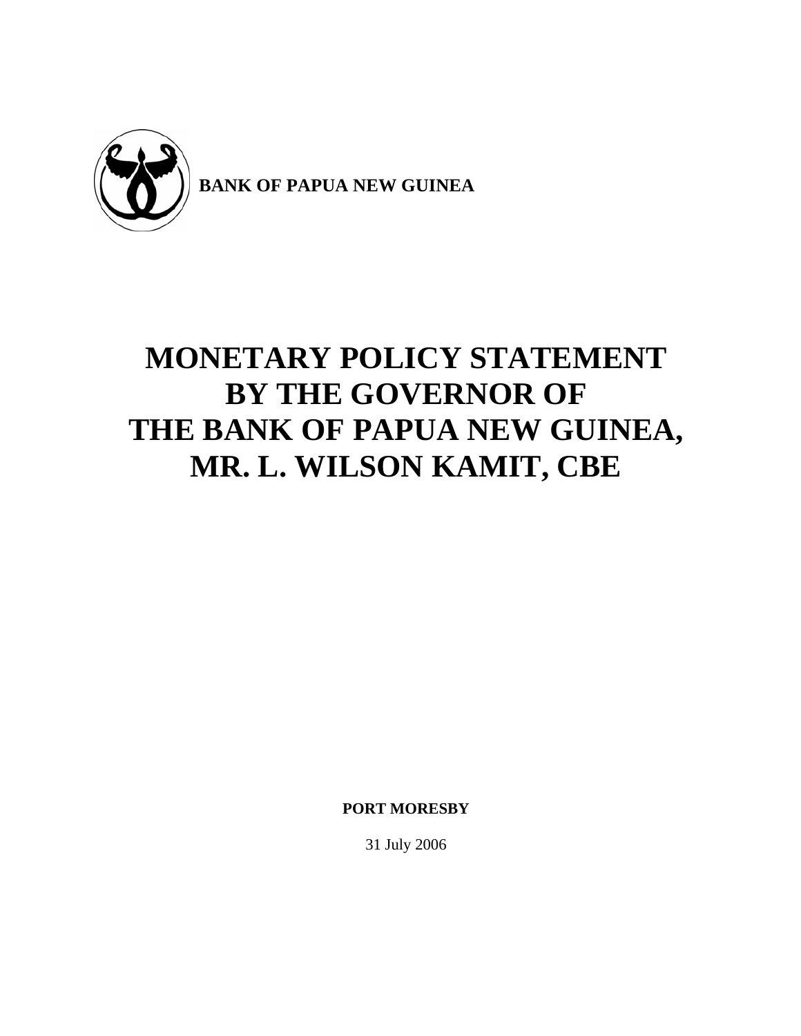**BANK OF PAPUA NEW GUINEA**

# MONETARY POLICY STATEMENT BY THE GOVERNOR OF THE BANK OF PAPUA NEW GUINEA, MR. L. WILSON KAMIT, CBE

**PORT MORESBY**

31 July 2006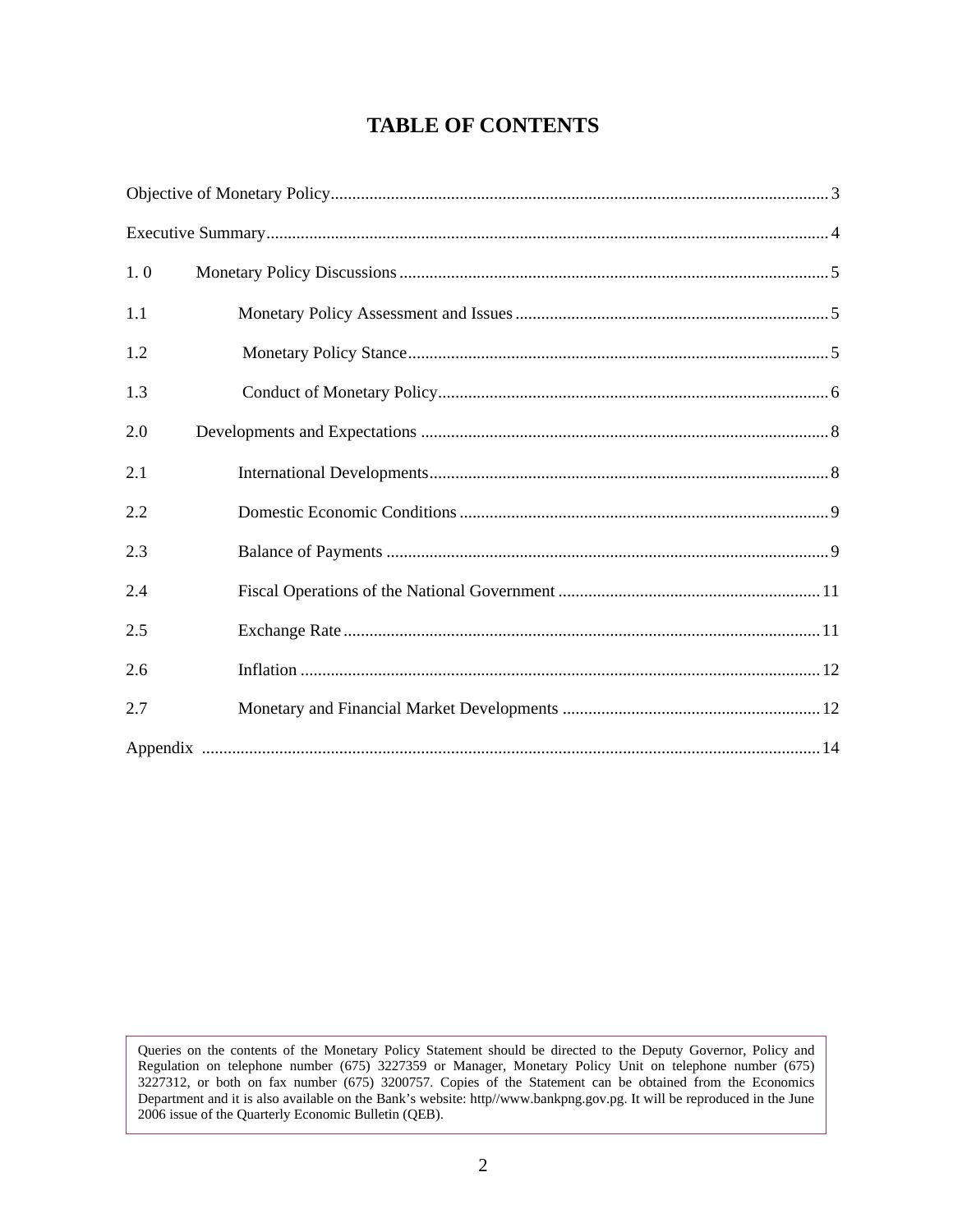# TABLE OF CONTENTS

| | | |
|---|---|---|
| Objective of Monetary Policy | | 3 |
| Executive Summary | | 4 |
| 1. 0 | Monetary Policy Discussions | 5 |
| 1.1 | Monetary Policy Assessment and Issues | 5 |
| 1.2 | Monetary Policy Stance | 5 |
| 1.3 | Conduct of Monetary Policy | 6 |
| 2.0 | Developments and Expectations | 8 |
| 2.1 | International Developments | 8 |
| 2.2 | Domestic Economic Conditions | 9 |
| 2.3 | Balance of Payments | 9 |
| 2.4 | Fiscal Operations of the National Government | 11 |
| 2.5 | Exchange Rate | 11 |
| 2.6 | Inflation | 12 |
| 2.7 | Monetary and Financial Market Developments | 12 |
| Appendix | | 14 |

Queries on the contents of the Monetary Policy Statement should be directed to the Deputy Governor, Policy and Regulation on telephone number (675) 3227359 or Manager, Monetary Policy Unit on telephone number (675) 3227312, or both on fax number (675) 3200757. Copies of the Statement can be obtained from the Economics Department and it is also available on the Bank's website: http//www.bankpng.gov.pg. It will be reproduced in the June 2006 issue of the Quarterly Economic Bulletin (QEB).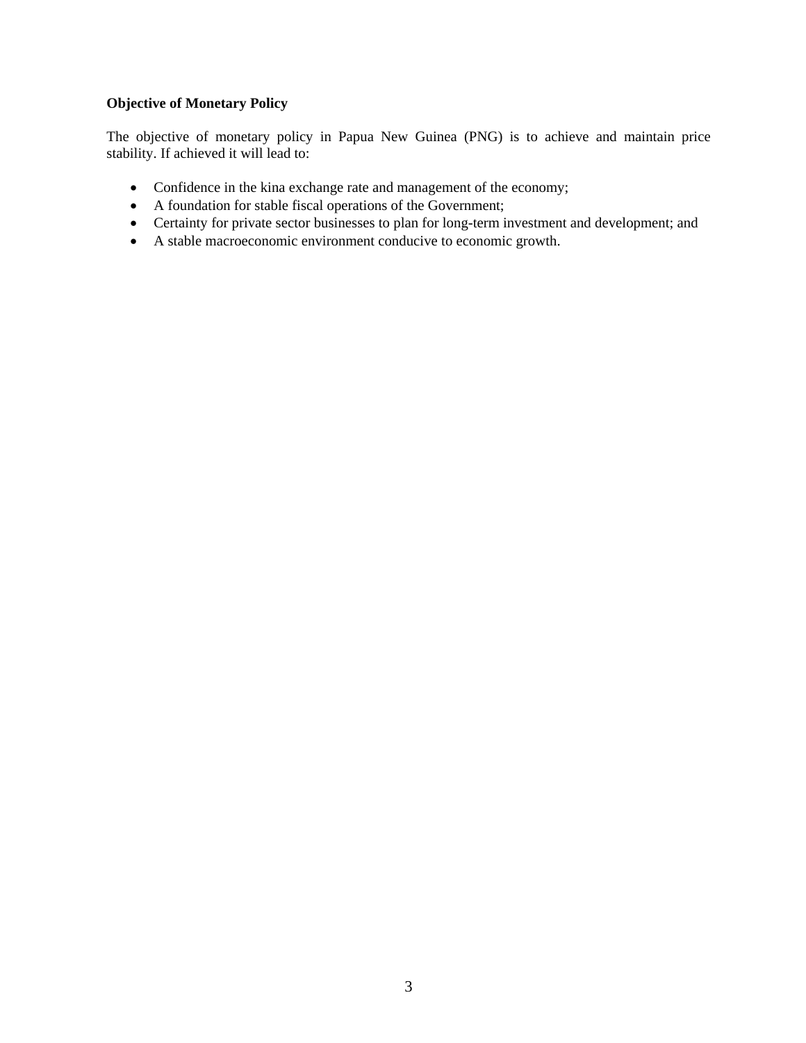**Objective of Monetary Policy**

The objective of monetary policy in Papua New Guinea (PNG) is to achieve and maintain price stability. If achieved it will lead to:

- Confidence in the kina exchange rate and management of the economy;
- A foundation for stable fiscal operations of the Government;
- Certainty for private sector businesses to plan for long-term investment and development; and
- A stable macroeconomic environment conducive to economic growth.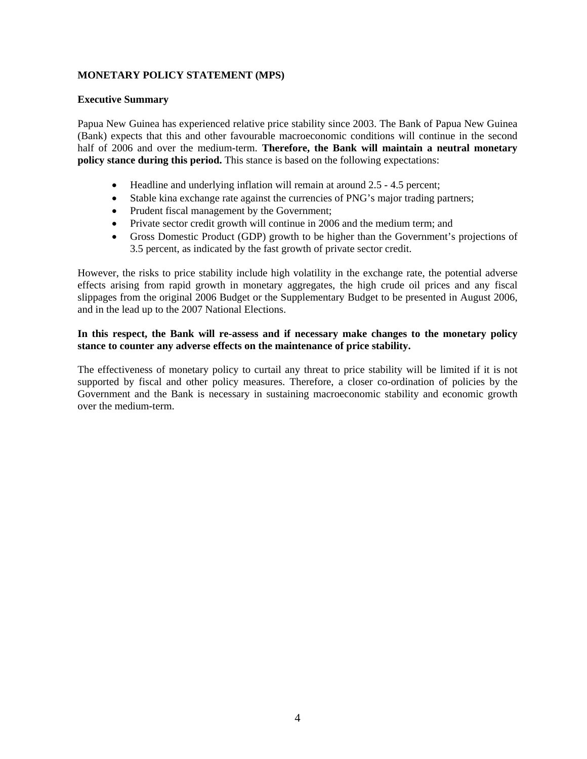**MONETARY POLICY STATEMENT (MPS)**

**Executive Summary**

Papua New Guinea has experienced relative price stability since 2003. The Bank of Papua New Guinea (Bank) expects that this and other favourable macroeconomic conditions will continue in the second half of 2006 and over the medium-term. **Therefore, the Bank will maintain a neutral monetary policy stance during this period.** This stance is based on the following expectations:

- Headline and underlying inflation will remain at around 2.5 - 4.5 percent;
- Stable kina exchange rate against the currencies of PNG's major trading partners;
- Prudent fiscal management by the Government;
- Private sector credit growth will continue in 2006 and the medium term; and
- Gross Domestic Product (GDP) growth to be higher than the Government's projections of 3.5 percent, as indicated by the fast growth of private sector credit.

However, the risks to price stability include high volatility in the exchange rate, the potential adverse effects arising from rapid growth in monetary aggregates, the high crude oil prices and any fiscal slippages from the original 2006 Budget or the Supplementary Budget to be presented in August 2006, and in the lead up to the 2007 National Elections.

**In this respect, the Bank will re-assess and if necessary make changes to the monetary policy stance to counter any adverse effects on the maintenance of price stability.**

The effectiveness of monetary policy to curtail any threat to price stability will be limited if it is not supported by fiscal and other policy measures. Therefore, a closer co-ordination of policies by the Government and the Bank is necessary in sustaining macroeconomic stability and economic growth over the medium-term.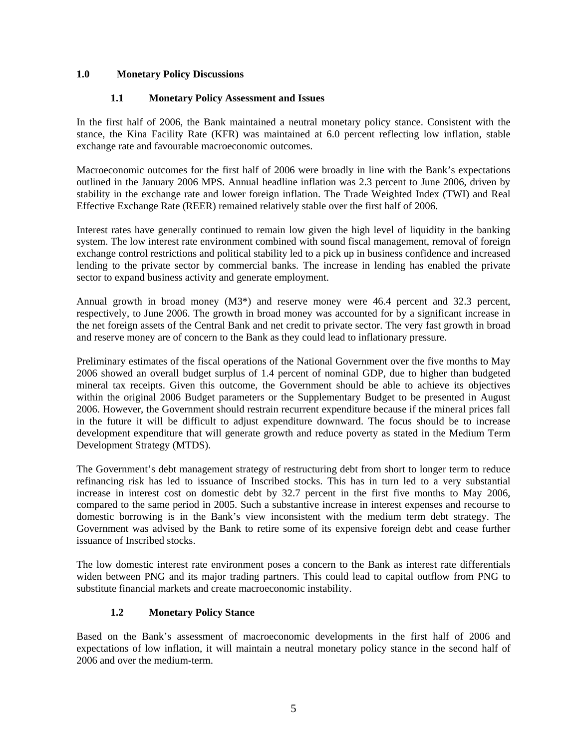# 1.0 Monetary Policy Discussions

## 1.1 Monetary Policy Assessment and Issues

In the first half of 2006, the Bank maintained a neutral monetary policy stance. Consistent with the stance, the Kina Facility Rate (KFR) was maintained at 6.0 percent reflecting low inflation, stable exchange rate and favourable macroeconomic outcomes.

Macroeconomic outcomes for the first half of 2006 were broadly in line with the Bank's expectations outlined in the January 2006 MPS. Annual headline inflation was 2.3 percent to June 2006, driven by stability in the exchange rate and lower foreign inflation. The Trade Weighted Index (TWI) and Real Effective Exchange Rate (REER) remained relatively stable over the first half of 2006.

Interest rates have generally continued to remain low given the high level of liquidity in the banking system. The low interest rate environment combined with sound fiscal management, removal of foreign exchange control restrictions and political stability led to a pick up in business confidence and increased lending to the private sector by commercial banks. The increase in lending has enabled the private sector to expand business activity and generate employment.

Annual growth in broad money (M3*) and reserve money were 46.4 percent and 32.3 percent, respectively, to June 2006. The growth in broad money was accounted for by a significant increase in the net foreign assets of the Central Bank and net credit to private sector. The very fast growth in broad and reserve money are of concern to the Bank as they could lead to inflationary pressure.

Preliminary estimates of the fiscal operations of the National Government over the five months to May 2006 showed an overall budget surplus of 1.4 percent of nominal GDP, due to higher than budgeted mineral tax receipts. Given this outcome, the Government should be able to achieve its objectives within the original 2006 Budget parameters or the Supplementary Budget to be presented in August 2006. However, the Government should restrain recurrent expenditure because if the mineral prices fall in the future it will be difficult to adjust expenditure downward. The focus should be to increase development expenditure that will generate growth and reduce poverty as stated in the Medium Term Development Strategy (MTDS).

The Government's debt management strategy of restructuring debt from short to longer term to reduce refinancing risk has led to issuance of Inscribed stocks. This has in turn led to a very substantial increase in interest cost on domestic debt by 32.7 percent in the first five months to May 2006, compared to the same period in 2005. Such a substantive increase in interest expenses and recourse to domestic borrowing is in the Bank's view inconsistent with the medium term debt strategy. The Government was advised by the Bank to retire some of its expensive foreign debt and cease further issuance of Inscribed stocks.

The low domestic interest rate environment poses a concern to the Bank as interest rate differentials widen between PNG and its major trading partners. This could lead to capital outflow from PNG to substitute financial markets and create macroeconomic instability.

## 1.2 Monetary Policy Stance

Based on the Bank's assessment of macroeconomic developments in the first half of 2006 and expectations of low inflation, it will maintain a neutral monetary policy stance in the second half of 2006 and over the medium-term.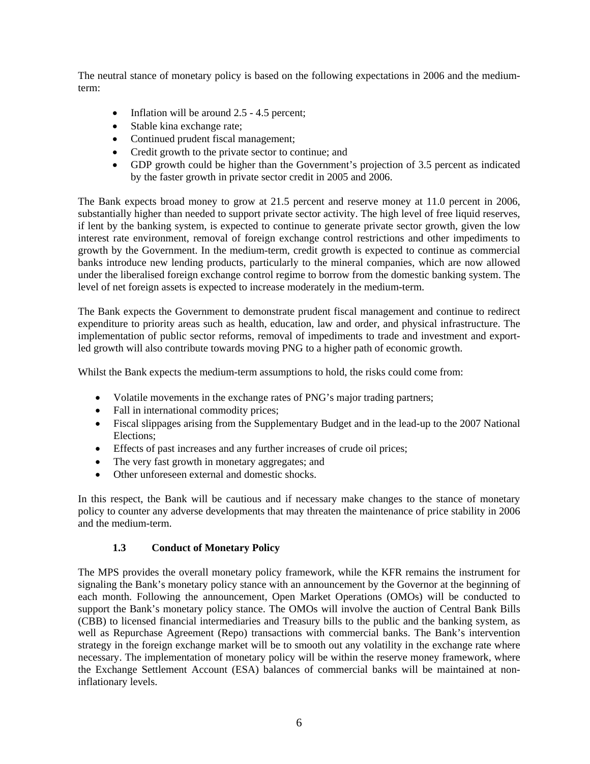The neutral stance of monetary policy is based on the following expectations in 2006 and the medium-term:

- Inflation will be around 2.5 - 4.5 percent;
- Stable kina exchange rate;
- Continued prudent fiscal management;
- Credit growth to the private sector to continue; and
- GDP growth could be higher than the Government's projection of 3.5 percent as indicated by the faster growth in private sector credit in 2005 and 2006.

The Bank expects broad money to grow at 21.5 percent and reserve money at 11.0 percent in 2006, substantially higher than needed to support private sector activity. The high level of free liquid reserves, if lent by the banking system, is expected to continue to generate private sector growth, given the low interest rate environment, removal of foreign exchange control restrictions and other impediments to growth by the Government. In the medium-term, credit growth is expected to continue as commercial banks introduce new lending products, particularly to the mineral companies, which are now allowed under the liberalised foreign exchange control regime to borrow from the domestic banking system. The level of net foreign assets is expected to increase moderately in the medium-term.

The Bank expects the Government to demonstrate prudent fiscal management and continue to redirect expenditure to priority areas such as health, education, law and order, and physical infrastructure. The implementation of public sector reforms, removal of impediments to trade and investment and export-led growth will also contribute towards moving PNG to a higher path of economic growth.

Whilst the Bank expects the medium-term assumptions to hold, the risks could come from:

- Volatile movements in the exchange rates of PNG's major trading partners;
- Fall in international commodity prices;
- Fiscal slippages arising from the Supplementary Budget and in the lead-up to the 2007 National Elections;
- Effects of past increases and any further increases of crude oil prices;
- The very fast growth in monetary aggregates; and
- Other unforeseen external and domestic shocks.

In this respect, the Bank will be cautious and if necessary make changes to the stance of monetary policy to counter any adverse developments that may threaten the maintenance of price stability in 2006 and the medium-term.

### 1.3 Conduct of Monetary Policy

The MPS provides the overall monetary policy framework, while the KFR remains the instrument for signaling the Bank's monetary policy stance with an announcement by the Governor at the beginning of each month. Following the announcement, Open Market Operations (OMOs) will be conducted to support the Bank's monetary policy stance. The OMOs will involve the auction of Central Bank Bills (CBB) to licensed financial intermediaries and Treasury bills to the public and the banking system, as well as Repurchase Agreement (Repo) transactions with commercial banks. The Bank's intervention strategy in the foreign exchange market will be to smooth out any volatility in the exchange rate where necessary. The implementation of monetary policy will be within the reserve money framework, where the Exchange Settlement Account (ESA) balances of commercial banks will be maintained at non-inflationary levels.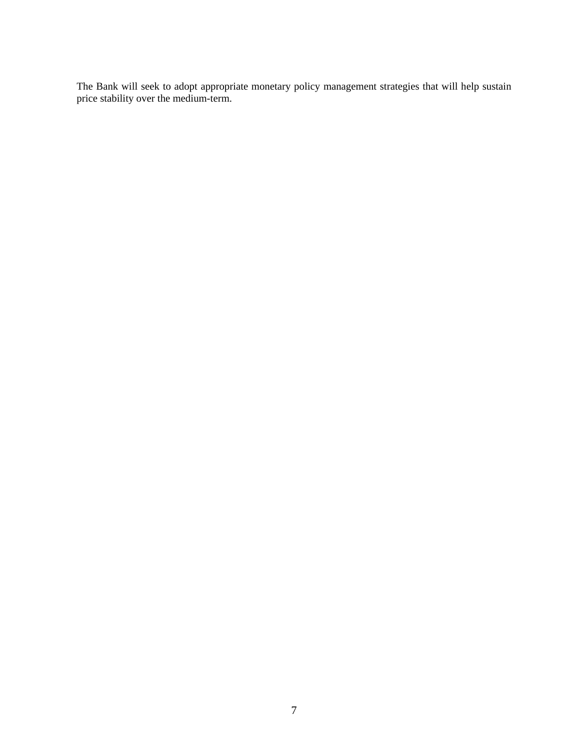The Bank will seek to adopt appropriate monetary policy management strategies that will help sustain price stability over the medium-term.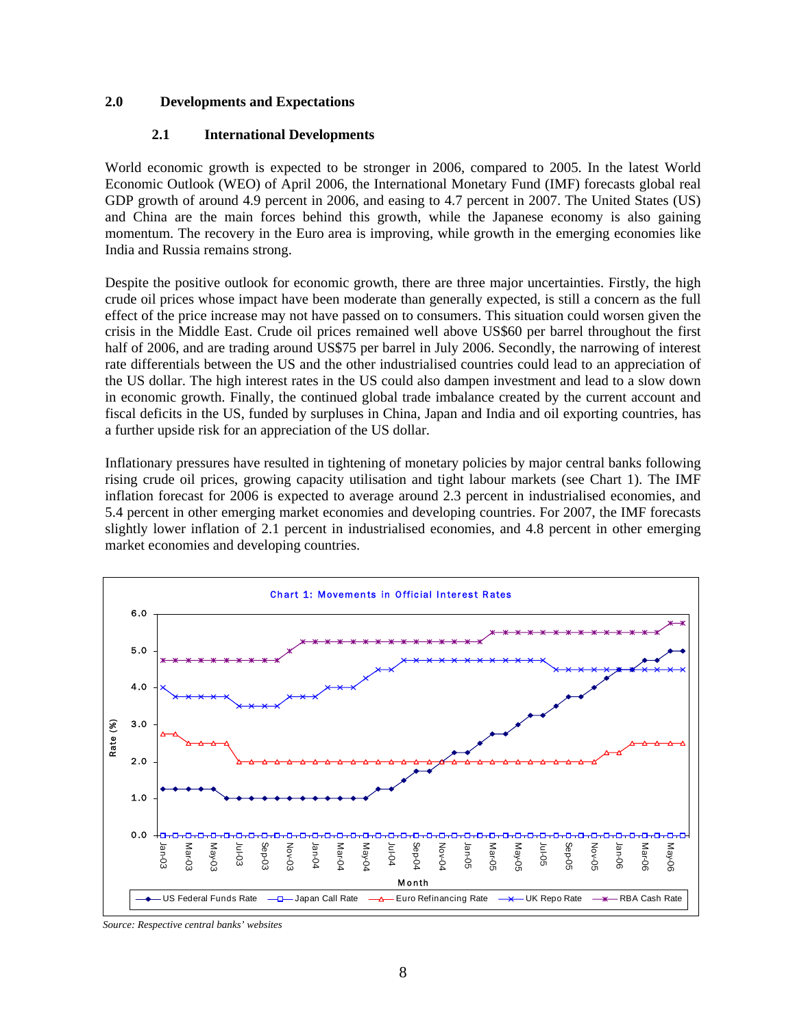## 2.0 Developments and Expectations

### 2.1 International Developments

World economic growth is expected to be stronger in 2006, compared to 2005. In the latest World Economic Outlook (WEO) of April 2006, the International Monetary Fund (IMF) forecasts global real GDP growth of around 4.9 percent in 2006, and easing to 4.7 percent in 2007. The United States (US) and China are the main forces behind this growth, while the Japanese economy is also gaining momentum. The recovery in the Euro area is improving, while growth in the emerging economies like India and Russia remains strong.

Despite the positive outlook for economic growth, there are three major uncertainties. Firstly, the high crude oil prices whose impact have been moderate than generally expected, is still a concern as the full effect of the price increase may not have passed on to consumers. This situation could worsen given the crisis in the Middle East. Crude oil prices remained well above US$60 per barrel throughout the first half of 2006, and are trading around US$75 per barrel in July 2006. Secondly, the narrowing of interest rate differentials between the US and the other industrialised countries could lead to an appreciation of the US dollar. The high interest rates in the US could also dampen investment and lead to a slow down in economic growth. Finally, the continued global trade imbalance created by the current account and fiscal deficits in the US, funded by surpluses in China, Japan and India and oil exporting countries, has a further upside risk for an appreciation of the US dollar.

Inflationary pressures have resulted in tightening of monetary policies by major central banks following rising crude oil prices, growing capacity utilisation and tight labour markets (see Chart 1). The IMF inflation forecast for 2006 is expected to average around 2.3 percent in industrialised economies, and 5.4 percent in other emerging market economies and developing countries. For 2007, the IMF forecasts slightly lower inflation of 2.1 percent in industrialised economies, and 4.8 percent in other emerging market economies and developing countries.

**Chart 1: Movements in Official Interest Rates**

*Source: Respective central banks' websites*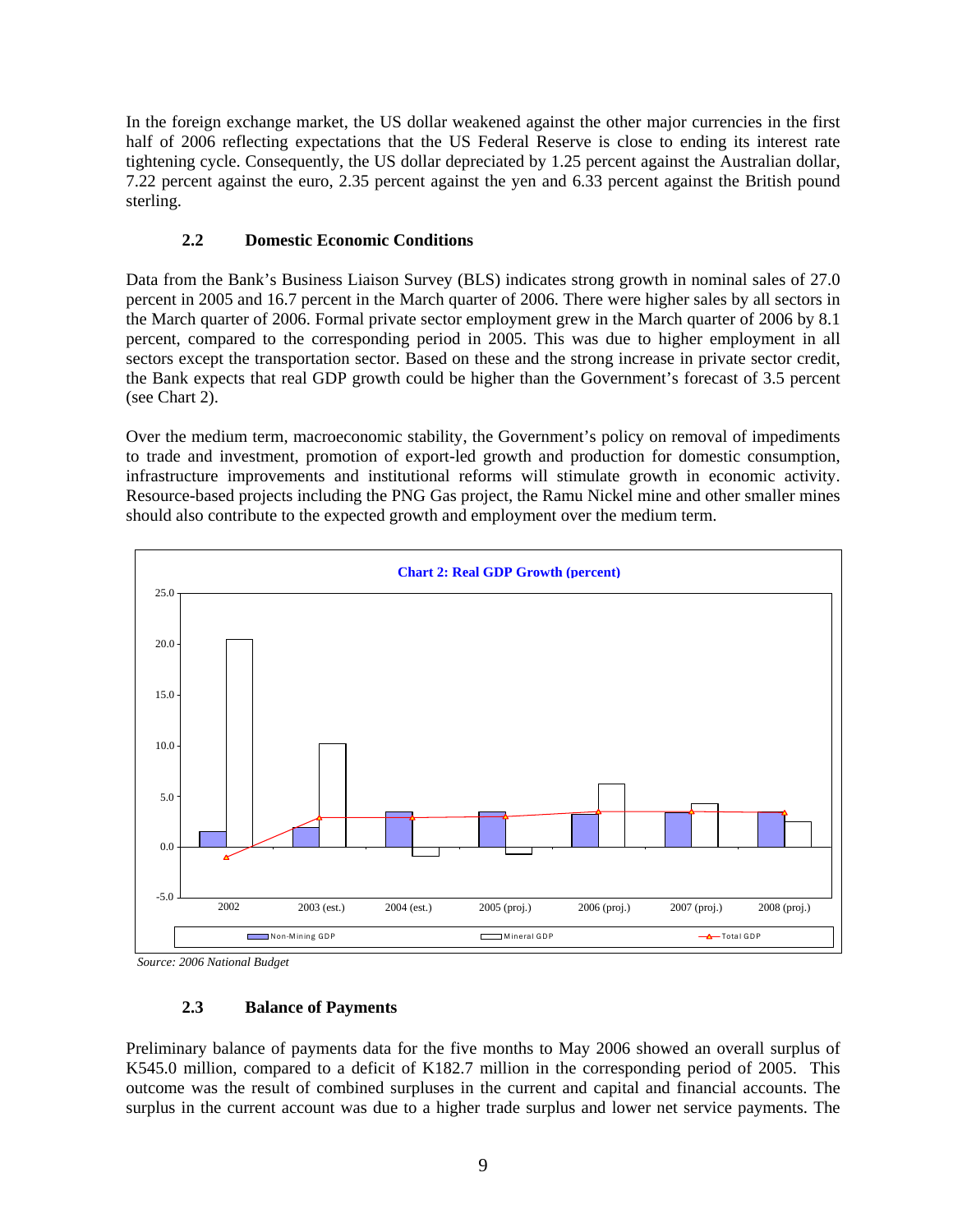In the foreign exchange market, the US dollar weakened against the other major currencies in the first half of 2006 reflecting expectations that the US Federal Reserve is close to ending its interest rate tightening cycle. Consequently, the US dollar depreciated by 1.25 percent against the Australian dollar, 7.22 percent against the euro, 2.35 percent against the yen and 6.33 percent against the British pound sterling.

### 2.2 Domestic Economic Conditions

Data from the Bank's Business Liaison Survey (BLS) indicates strong growth in nominal sales of 27.0 percent in 2005 and 16.7 percent in the March quarter of 2006. There were higher sales by all sectors in the March quarter of 2006. Formal private sector employment grew in the March quarter of 2006 by 8.1 percent, compared to the corresponding period in 2005. This was due to higher employment in all sectors except the transportation sector. Based on these and the strong increase in private sector credit, the Bank expects that real GDP growth could be higher than the Government's forecast of 3.5 percent (see Chart 2).

Over the medium term, macroeconomic stability, the Government's policy on removal of impediments to trade and investment, promotion of export-led growth and production for domestic consumption, infrastructure improvements and institutional reforms will stimulate growth in economic activity. Resource-based projects including the PNG Gas project, the Ramu Nickel mine and other smaller mines should also contribute to the expected growth and employment over the medium term.

**Chart 2: Real GDP Growth (percent)**

*Source: 2006 National Budget*

### 2.3 Balance of Payments

Preliminary balance of payments data for the five months to May 2006 showed an overall surplus of K545.0 million, compared to a deficit of K182.7 million in the corresponding period of 2005. This outcome was the result of combined surpluses in the current and capital and financial accounts. The surplus in the current account was due to a higher trade surplus and lower net service payments. The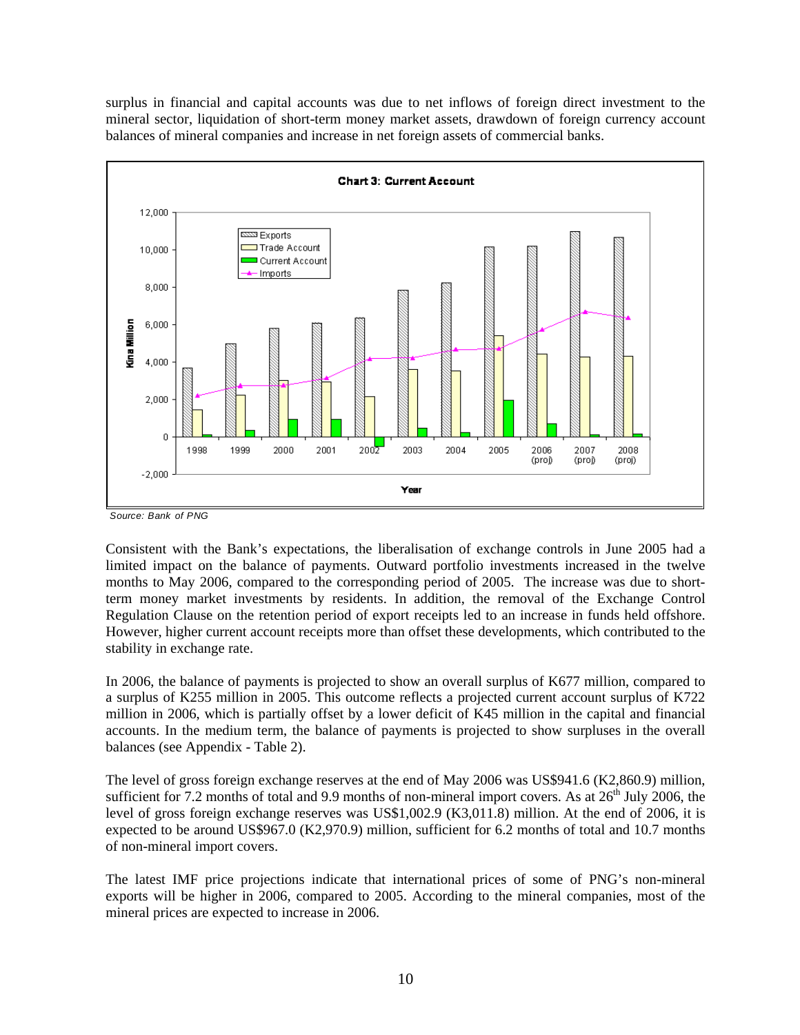surplus in financial and capital accounts was due to net inflows of foreign direct investment to the mineral sector, liquidation of short-term money market assets, drawdown of foreign currency account balances of mineral companies and increase in net foreign assets of commercial banks.

**Chart 3: Current Account**

*Source: Bank of PNG*

Consistent with the Bank's expectations, the liberalisation of exchange controls in June 2005 had a limited impact on the balance of payments. Outward portfolio investments increased in the twelve months to May 2006, compared to the corresponding period of 2005. The increase was due to short-term money market investments by residents. In addition, the removal of the Exchange Control Regulation Clause on the retention period of export receipts led to an increase in funds held offshore. However, higher current account receipts more than offset these developments, which contributed to the stability in exchange rate.

In 2006, the balance of payments is projected to show an overall surplus of K677 million, compared to a surplus of K255 million in 2005. This outcome reflects a projected current account surplus of K722 million in 2006, which is partially offset by a lower deficit of K45 million in the capital and financial accounts. In the medium term, the balance of payments is projected to show surpluses in the overall balances (see Appendix - Table 2).

The level of gross foreign exchange reserves at the end of May 2006 was US$941.6 (K2,860.9) million, sufficient for 7.2 months of total and 9.9 months of non-mineral import covers. As at 26th July 2006, the level of gross foreign exchange reserves was US$1,002.9 (K3,011.8) million. At the end of 2006, it is expected to be around US$967.0 (K2,970.9) million, sufficient for 6.2 months of total and 10.7 months of non-mineral import covers.

The latest IMF price projections indicate that international prices of some of PNG's non-mineral exports will be higher in 2006, compared to 2005. According to the mineral companies, most of the mineral prices are expected to increase in 2006.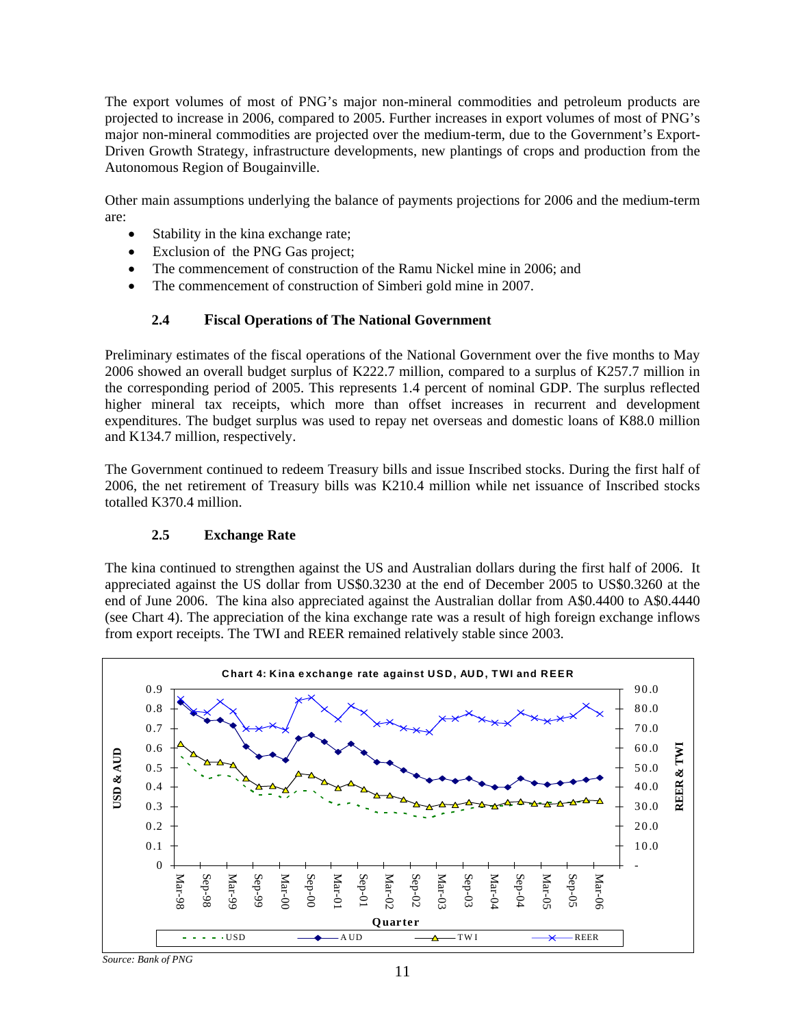The export volumes of most of PNG's major non-mineral commodities and petroleum products are projected to increase in 2006, compared to 2005. Further increases in export volumes of most of PNG's major non-mineral commodities are projected over the medium-term, due to the Government's Export-Driven Growth Strategy, infrastructure developments, new plantings of crops and production from the Autonomous Region of Bougainville.

Other main assumptions underlying the balance of payments projections for 2006 and the medium-term are:

- Stability in the kina exchange rate;
- Exclusion of the PNG Gas project;
- The commencement of construction of the Ramu Nickel mine in 2006; and
- The commencement of construction of Simberi gold mine in 2007.

### 2.4 Fiscal Operations of The National Government

Preliminary estimates of the fiscal operations of the National Government over the five months to May 2006 showed an overall budget surplus of K222.7 million, compared to a surplus of K257.7 million in the corresponding period of 2005. This represents 1.4 percent of nominal GDP. The surplus reflected higher mineral tax receipts, which more than offset increases in recurrent and development expenditures. The budget surplus was used to repay net overseas and domestic loans of K88.0 million and K134.7 million, respectively.

The Government continued to redeem Treasury bills and issue Inscribed stocks. During the first half of 2006, the net retirement of Treasury bills was K210.4 million while net issuance of Inscribed stocks totalled K370.4 million.

### 2.5 Exchange Rate

The kina continued to strengthen against the US and Australian dollars during the first half of 2006. It appreciated against the US dollar from US$0.3230 at the end of December 2005 to US$0.3260 at the end of June 2006. The kina also appreciated against the Australian dollar from A$0.4400 to A$0.4440 (see Chart 4). The appreciation of the kina exchange rate was a result of high foreign exchange inflows from export receipts. The TWI and REER remained relatively stable since 2003.

**Chart 4: Kina exchange rate against USD, AUD, TWI and REER**

*Source: Bank of PNG*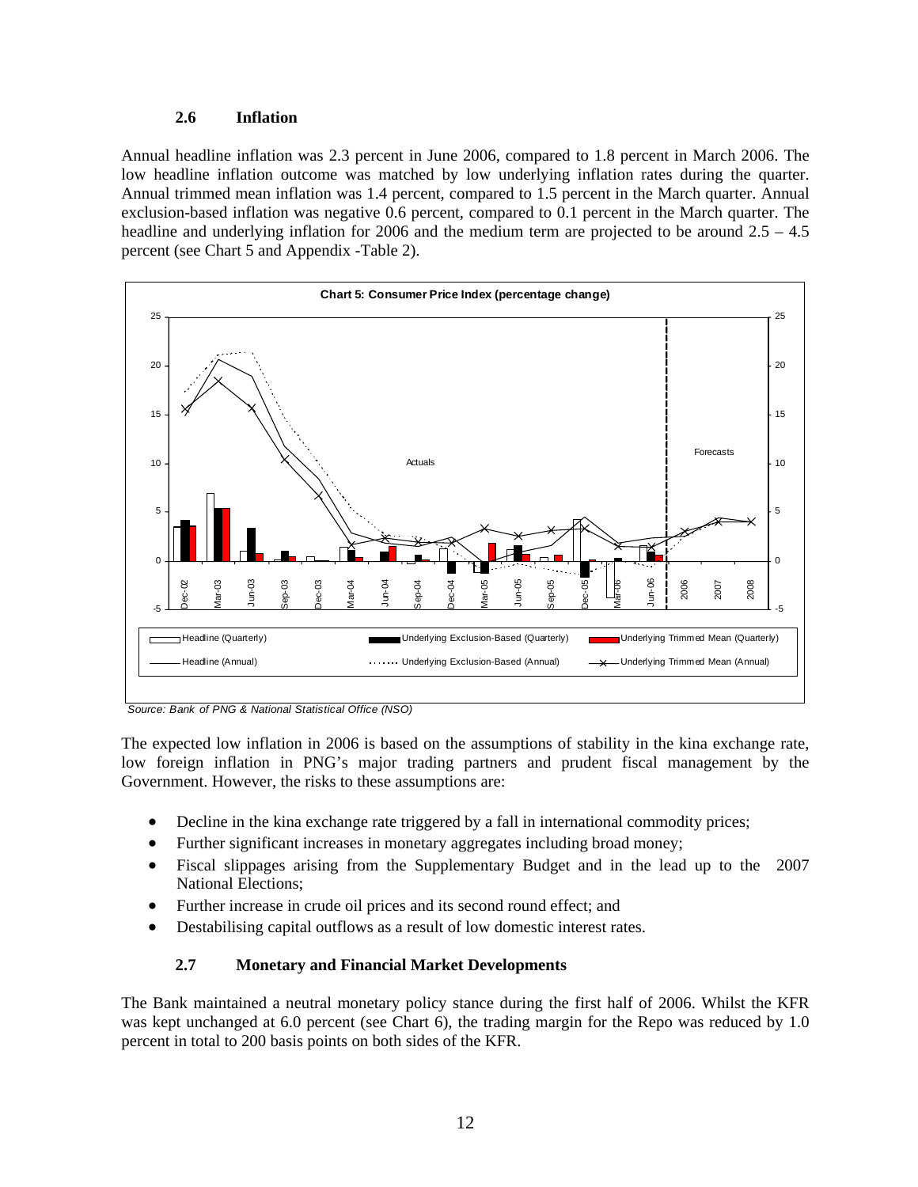### 2.6 Inflation

Annual headline inflation was 2.3 percent in June 2006, compared to 1.8 percent in March 2006. The low headline inflation outcome was matched by low underlying inflation rates during the quarter. Annual trimmed mean inflation was 1.4 percent, compared to 1.5 percent in the March quarter. Annual exclusion-based inflation was negative 0.6 percent, compared to 0.1 percent in the March quarter. The headline and underlying inflation for 2006 and the medium term are projected to be around 2.5 – 4.5 percent (see Chart 5 and Appendix -Table 2).

**Chart 5: Consumer Price Index (percentage change)**

*Source: Bank of PNG & National Statistical Office (NSO)*

The expected low inflation in 2006 is based on the assumptions of stability in the kina exchange rate, low foreign inflation in PNG's major trading partners and prudent fiscal management by the Government. However, the risks to these assumptions are:

- Decline in the kina exchange rate triggered by a fall in international commodity prices;
- Further significant increases in monetary aggregates including broad money;
- Fiscal slippages arising from the Supplementary Budget and in the lead up to the 2007 National Elections;
- Further increase in crude oil prices and its second round effect; and
- Destabilising capital outflows as a result of low domestic interest rates.

### 2.7 Monetary and Financial Market Developments

The Bank maintained a neutral monetary policy stance during the first half of 2006. Whilst the KFR was kept unchanged at 6.0 percent (see Chart 6), the trading margin for the Repo was reduced by 1.0 percent in total to 200 basis points on both sides of the KFR.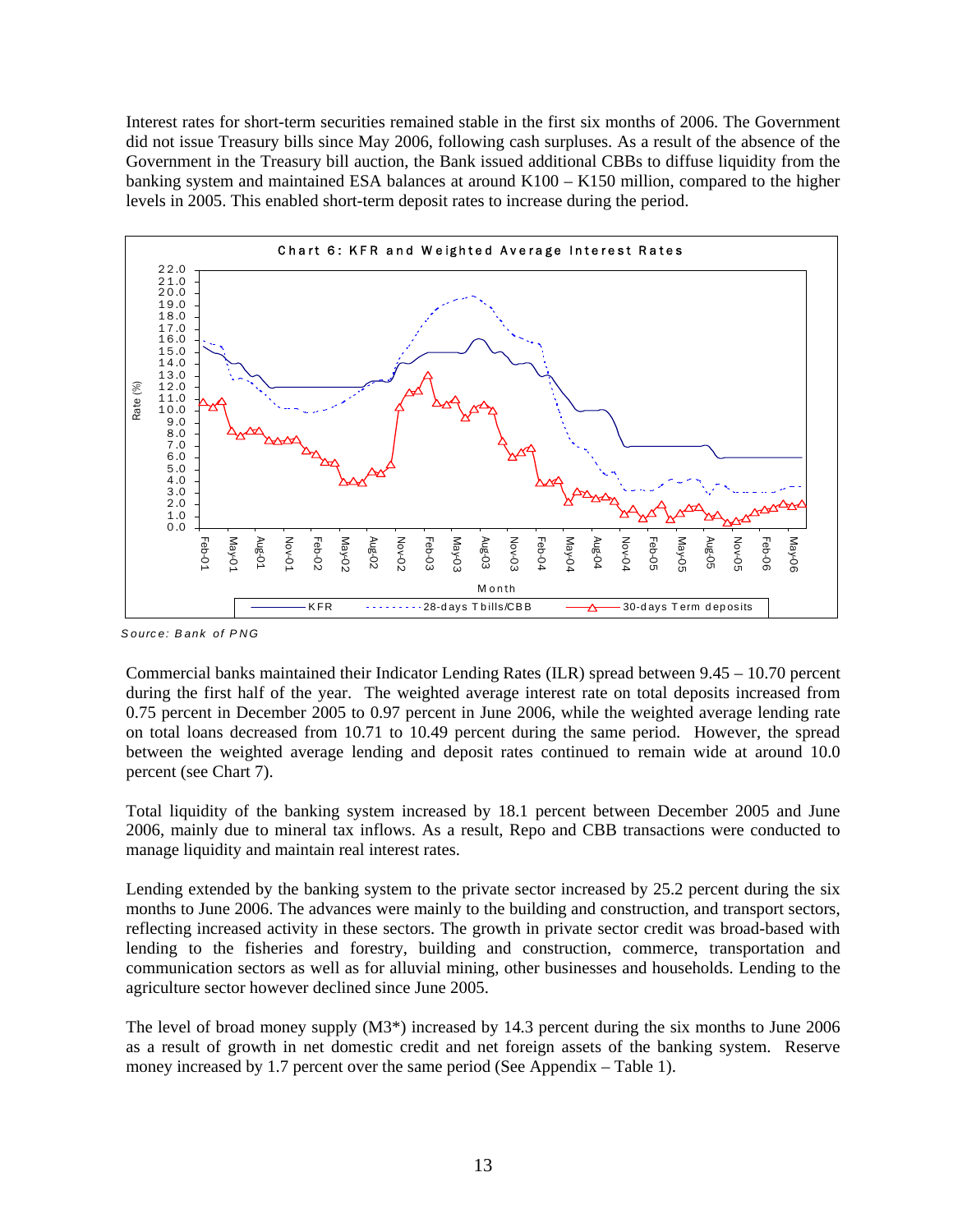Interest rates for short-term securities remained stable in the first six months of 2006. The Government did not issue Treasury bills since May 2006, following cash surpluses. As a result of the absence of the Government in the Treasury bill auction, the Bank issued additional CBBs to diffuse liquidity from the banking system and maintained ESA balances at around K100 – K150 million, compared to the higher levels in 2005. This enabled short-term deposit rates to increase during the period.

Chart 6: KFR and Weighted Average Interest Rates

*Source: Bank of PNG*

Commercial banks maintained their Indicator Lending Rates (ILR) spread between 9.45 – 10.70 percent during the first half of the year. The weighted average interest rate on total deposits increased from 0.75 percent in December 2005 to 0.97 percent in June 2006, while the weighted average lending rate on total loans decreased from 10.71 to 10.49 percent during the same period. However, the spread between the weighted average lending and deposit rates continued to remain wide at around 10.0 percent (see Chart 7).

Total liquidity of the banking system increased by 18.1 percent between December 2005 and June 2006, mainly due to mineral tax inflows. As a result, Repo and CBB transactions were conducted to manage liquidity and maintain real interest rates.

Lending extended by the banking system to the private sector increased by 25.2 percent during the six months to June 2006. The advances were mainly to the building and construction, and transport sectors, reflecting increased activity in these sectors. The growth in private sector credit was broad-based with lending to the fisheries and forestry, building and construction, commerce, transportation and communication sectors as well as for alluvial mining, other businesses and households. Lending to the agriculture sector however declined since June 2005.

The level of broad money supply (M3*) increased by 14.3 percent during the six months to June 2006 as a result of growth in net domestic credit and net foreign assets of the banking system. Reserve money increased by 1.7 percent over the same period (See Appendix – Table 1).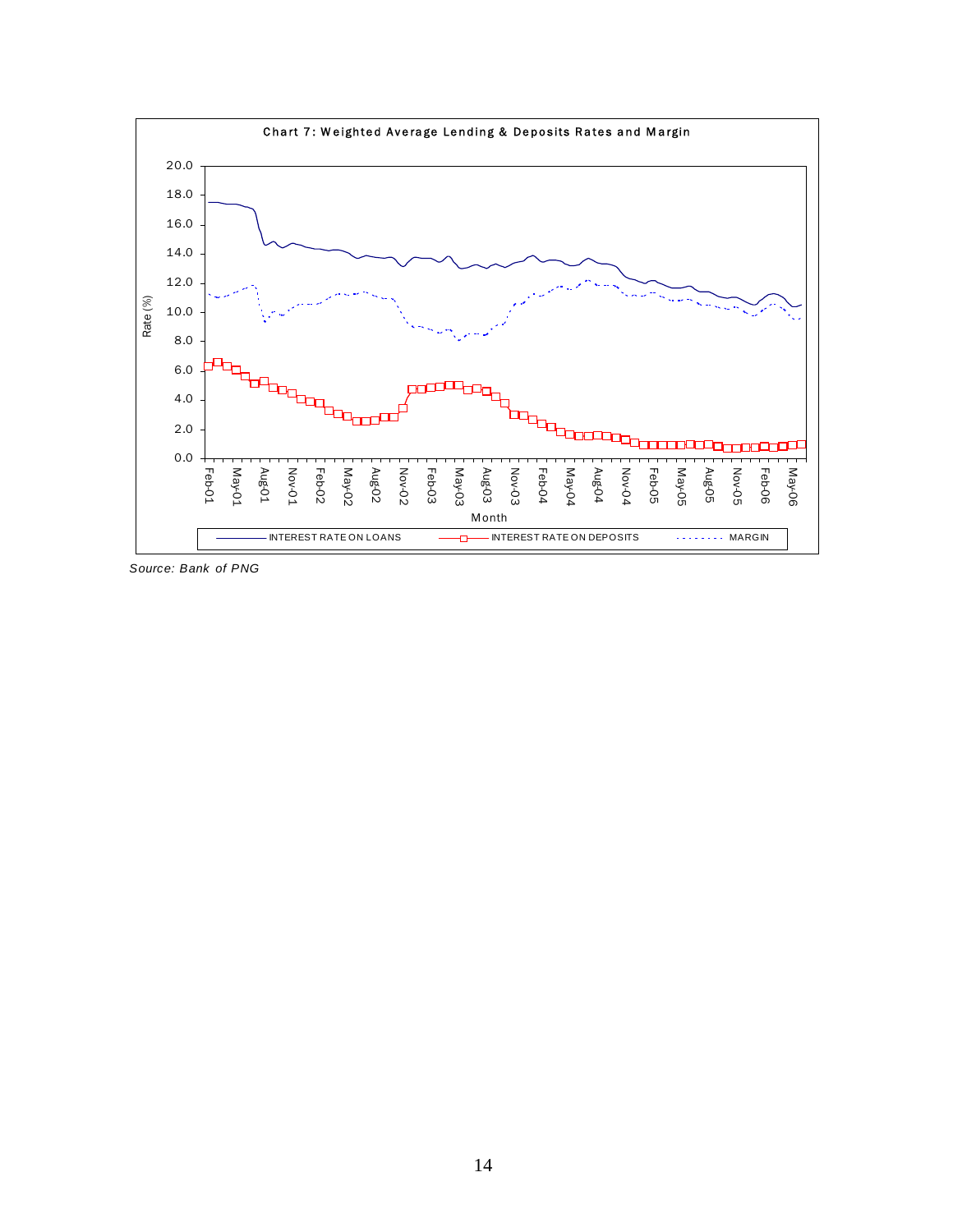Chart 7: Weighted Average Lending & Deposits Rates and Margin

*Source: Bank of PNG*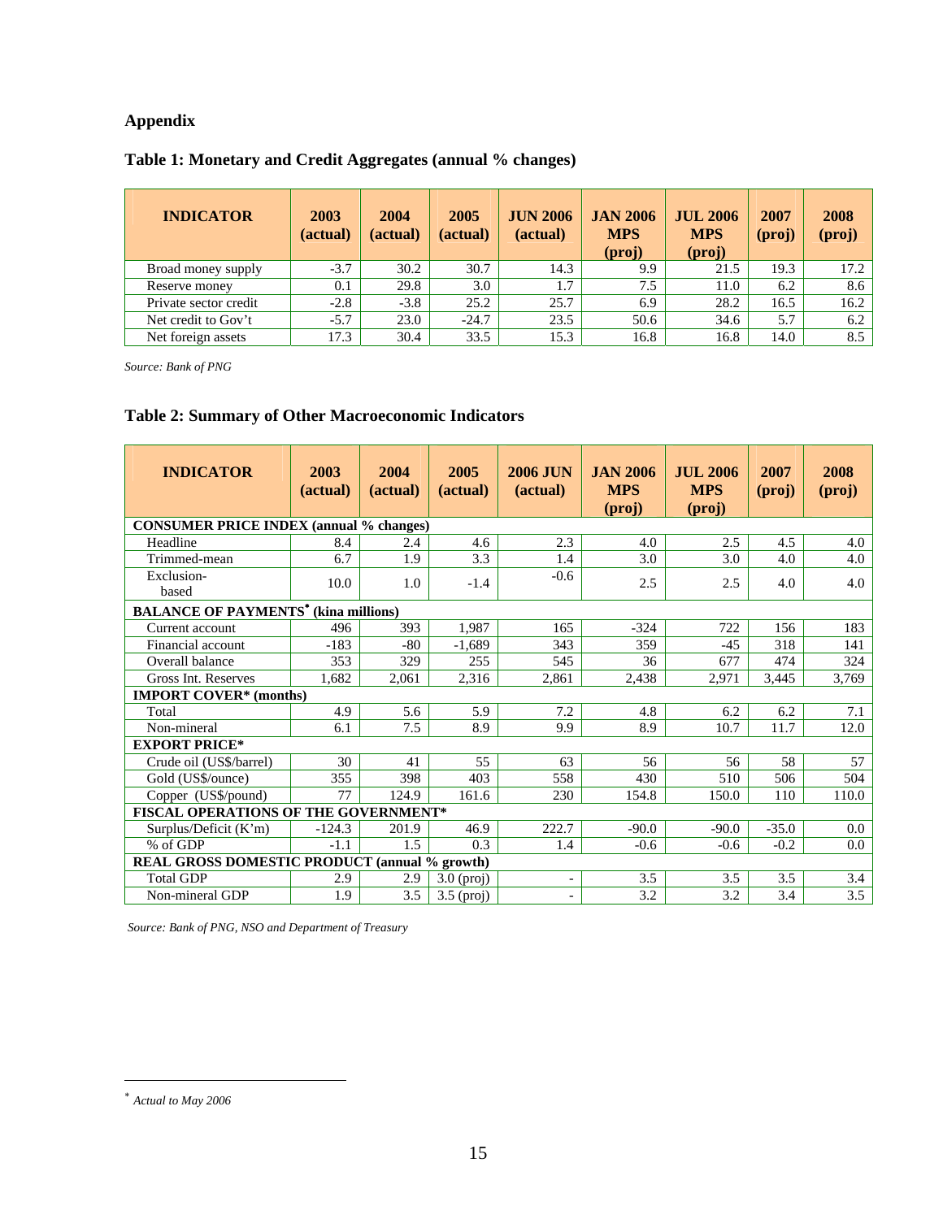## Appendix

### Table 1: Monetary and Credit Aggregates (annual % changes)

| INDICATOR | 2003 (actual) | 2004 (actual) | 2005 (actual) | JUN 2006 (actual) | JAN 2006 MPS (proj) | JUL 2006 MPS (proj) | 2007 (proj) | 2008 (proj) |
|---|---|---|---|---|---|---|---|---|
| Broad money supply | -3.7 | 30.2 | 30.7 | 14.3 | 9.9 | 21.5 | 19.3 | 17.2 |
| Reserve money | 0.1 | 29.8 | 3.0 | 1.7 | 7.5 | 11.0 | 6.2 | 8.6 |
| Private sector credit | -2.8 | -3.8 | 25.2 | 25.7 | 6.9 | 28.2 | 16.5 | 16.2 |
| Net credit to Gov't | -5.7 | 23.0 | -24.7 | 23.5 | 50.6 | 34.6 | 5.7 | 6.2 |
| Net foreign assets | 17.3 | 30.4 | 33.5 | 15.3 | 16.8 | 16.8 | 14.0 | 8.5 |

*Source: Bank of PNG*

### Table 2: Summary of Other Macroeconomic Indicators

| INDICATOR | 2003 (actual) | 2004 (actual) | 2005 (actual) | 2006 JUN (actual) | JAN 2006 MPS (proj) | JUL 2006 MPS (proj) | 2007 (proj) | 2008 (proj) |
|---|---|---|---|---|---|---|---|---|
| **CONSUMER PRICE INDEX (annual % changes)** | | | | | | | | |
| Headline | 8.4 | 2.4 | 4.6 | 2.3 | 4.0 | 2.5 | 4.5 | 4.0 |
| Trimmed-mean | 6.7 | 1.9 | 3.3 | 1.4 | 3.0 | 3.0 | 4.0 | 4.0 |
| Exclusion-based | 10.0 | 1.0 | -1.4 | -0.6 | 2.5 | 2.5 | 4.0 | 4.0 |
| **BALANCE OF PAYMENTS* (kina millions)** | | | | | | | | |
| Current account | 496 | 393 | 1,987 | 165 | -324 | 722 | 156 | 183 |
| Financial account | -183 | -80 | -1,689 | 343 | 359 | -45 | 318 | 141 |
| Overall balance | 353 | 329 | 255 | 545 | 36 | 677 | 474 | 324 |
| Gross Int. Reserves | 1,682 | 2,061 | 2,316 | 2,861 | 2,438 | 2,971 | 3,445 | 3,769 |
| **IMPORT COVER* (months)** | | | | | | | | |
| Total | 4.9 | 5.6 | 5.9 | 7.2 | 4.8 | 6.2 | 6.2 | 7.1 |
| Non-mineral | 6.1 | 7.5 | 8.9 | 9.9 | 8.9 | 10.7 | 11.7 | 12.0 |
| **EXPORT PRICE*** | | | | | | | | |
| Crude oil (US$/barrel) | 30 | 41 | 55 | 63 | 56 | 56 | 58 | 57 |
| Gold (US$/ounce) | 355 | 398 | 403 | 558 | 430 | 510 | 506 | 504 |
| Copper (US$/pound) | 77 | 124.9 | 161.6 | 230 | 154.8 | 150.0 | 110 | 110.0 |
| **FISCAL OPERATIONS OF THE GOVERNMENT*** | | | | | | | | |
| Surplus/Deficit (K'm) | -124.3 | 201.9 | 46.9 | 222.7 | -90.0 | -90.0 | -35.0 | 0.0 |
| % of GDP | -1.1 | 1.5 | 0.3 | 1.4 | -0.6 | -0.6 | -0.2 | 0.0 |
| **REAL GROSS DOMESTIC PRODUCT (annual % growth)** | | | | | | | | |
| Total GDP | 2.9 | 2.9 | 3.0 (proj) | - | 3.5 | 3.5 | 3.5 | 3.4 |
| Non-mineral GDP | 1.9 | 3.5 | 3.5 (proj) | - | 3.2 | 3.2 | 3.4 | 3.5 |

*Source: Bank of PNG, NSO and Department of Treasury*

---

\* *Actual to May 2006*